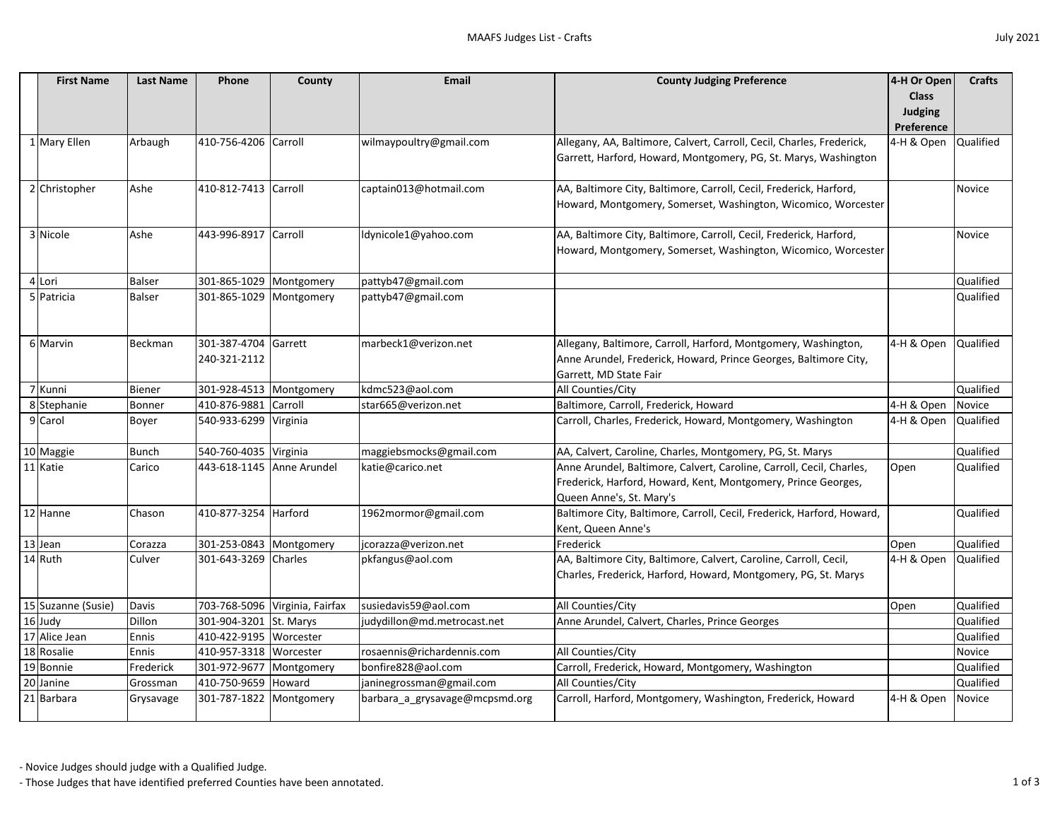| | First Name | Last Name | Phone | County | Email | County Judging Preference | 4-H Or Open Class Judging Preference | Crafts |
|---|---|---|---|---|---|---|---|---|
| 1 | Mary Ellen | Arbaugh | 410-756-4206 | Carroll | wilmaypoultry@gmail.com | Allegany, AA, Baltimore, Calvert, Carroll, Cecil, Charles, Frederick, Garrett, Harford, Howard, Montgomery, PG, St. Marys, Washington | 4-H & Open | Qualified |
| 2 | Christopher | Ashe | 410-812-7413 | Carroll | captain013@hotmail.com | AA, Baltimore City, Baltimore, Carroll, Cecil, Frederick, Harford, Howard, Montgomery, Somerset, Washington, Wicomico, Worcester | | Novice |
| 3 | Nicole | Ashe | 443-996-8917 | Carroll | ldynicole1@yahoo.com | AA, Baltimore City, Baltimore, Carroll, Cecil, Frederick, Harford, Howard, Montgomery, Somerset, Washington, Wicomico, Worcester | | Novice |
| 4 | Lori | Balser | 301-865-1029 | Montgomery | pattyb47@gmail.com | | | Qualified |
| 5 | Patricia | Balser | 301-865-1029 | Montgomery | pattyb47@gmail.com | | | Qualified |
| 6 | Marvin | Beckman | 301-387-4704 240-321-2112 | Garrett | marbeck1@verizon.net | Allegany, Baltimore, Carroll, Harford, Montgomery, Washington, Anne Arundel, Frederick, Howard, Prince Georges, Baltimore City, Garrett, MD State Fair | 4-H & Open | Qualified |
| 7 | Kunni | Biener | 301-928-4513 | Montgomery | kdmc523@aol.com | All Counties/City | | Qualified |
| 8 | Stephanie | Bonner | 410-876-9881 | Carroll | star665@verizon.net | Baltimore, Carroll, Frederick, Howard | 4-H & Open | Novice |
| 9 | Carol | Boyer | 540-933-6299 | Virginia | | Carroll, Charles, Frederick, Howard, Montgomery, Washington | 4-H & Open | Qualified |
| 10 | Maggie | Bunch | 540-760-4035 | Virginia | maggiebsmocks@gmail.com | AA, Calvert, Caroline, Charles, Montgomery, PG, St. Marys | | Qualified |
| 11 | Katie | Carico | 443-618-1145 | Anne Arundel | katie@carico.net | Anne Arundel, Baltimore, Calvert, Caroline, Carroll, Cecil, Charles, Frederick, Harford, Howard, Kent, Montgomery, Prince Georges, Queen Anne's, St. Mary's | Open | Qualified |
| 12 | Hanne | Chason | 410-877-3254 | Harford | 1962mormor@gmail.com | Baltimore City, Baltimore, Carroll, Cecil, Frederick, Harford, Howard, Kent, Queen Anne's | | Qualified |
| 13 | Jean | Corazza | 301-253-0843 | Montgomery | jcorazza@verizon.net | Frederick | Open | Qualified |
| 14 | Ruth | Culver | 301-643-3269 | Charles | pkfangus@aol.com | AA, Baltimore City, Baltimore, Calvert, Caroline, Carroll, Cecil, Charles, Frederick, Harford, Howard, Montgomery, PG, St. Marys | 4-H & Open | Qualified |
| 15 | Suzanne (Susie) | Davis | 703-768-5096 | Virginia, Fairfax | susiedavis59@aol.com | All Counties/City | Open | Qualified |
| 16 | Judy | Dillon | 301-904-3201 | St. Marys | judydillon@md.metrocast.net | Anne Arundel, Calvert, Charles, Prince Georges | | Qualified |
| 17 | Alice Jean | Ennis | 410-422-9195 | Worcester | | | | Qualified |
| 18 | Rosalie | Ennis | 410-957-3318 | Worcester | rosaennis@richardennis.com | All Counties/City | | Novice |
| 19 | Bonnie | Frederick | 301-972-9677 | Montgomery | bonfire828@aol.com | Carroll, Frederick, Howard, Montgomery, Washington | | Qualified |
| 20 | Janine | Grossman | 410-750-9659 | Howard | janinegrossman@gmail.com | All Counties/City | | Qualified |
| 21 | Barbara | Grysavage | 301-787-1822 | Montgomery | barbara_a_grysavage@mcpsmd.org | Carroll, Harford, Montgomery, Washington, Frederick, Howard | 4-H & Open | Novice |

- Novice Judges should judge with a Qualified Judge.
- Those Judges that have identified preferred Counties have been annotated.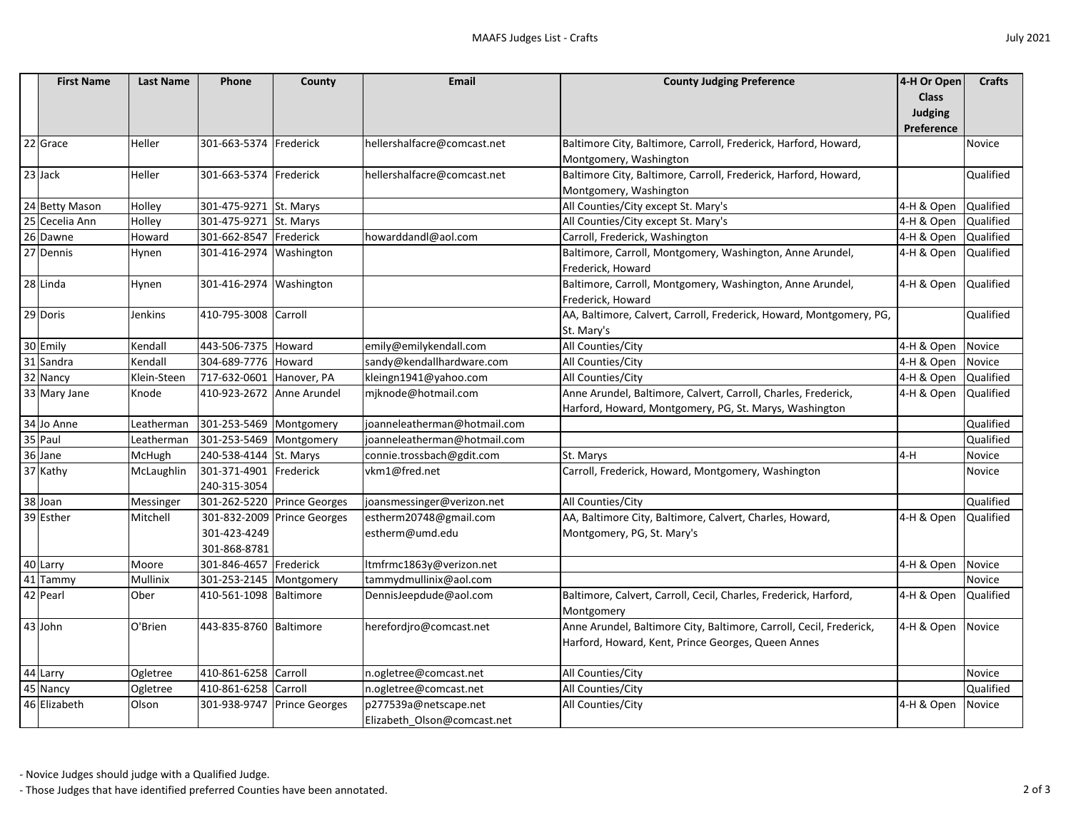| | First Name | Last Name | Phone | County | Email | County Judging Preference | 4-H Or Open Class Judging Preference | Crafts |
|---|---|---|---|---|---|---|---|---|
| 22 | Grace | Heller | 301-663-5374 | Frederick | hellershalfacre@comcast.net | Baltimore City, Baltimore, Carroll, Frederick, Harford, Howard, Montgomery, Washington | | Novice |
| 23 | Jack | Heller | 301-663-5374 | Frederick | hellershalfacre@comcast.net | Baltimore City, Baltimore, Carroll, Frederick, Harford, Howard, Montgomery, Washington | | Qualified |
| 24 | Betty Mason | Holley | 301-475-9271 | St. Marys | | All Counties/City except St. Mary's | 4-H & Open | Qualified |
| 25 | Cecelia Ann | Holley | 301-475-9271 | St. Marys | | All Counties/City except St. Mary's | 4-H & Open | Qualified |
| 26 | Dawne | Howard | 301-662-8547 | Frederick | howarddandl@aol.com | Carroll, Frederick, Washington | 4-H & Open | Qualified |
| 27 | Dennis | Hynen | 301-416-2974 | Washington | | Baltimore, Carroll, Montgomery, Washington, Anne Arundel, Frederick, Howard | 4-H & Open | Qualified |
| 28 | Linda | Hynen | 301-416-2974 | Washington | | Baltimore, Carroll, Montgomery, Washington, Anne Arundel, Frederick, Howard | 4-H & Open | Qualified |
| 29 | Doris | Jenkins | 410-795-3008 | Carroll | | AA, Baltimore, Calvert, Carroll, Frederick, Howard, Montgomery, PG, St. Mary's | | Qualified |
| 30 | Emily | Kendall | 443-506-7375 | Howard | emily@emilykendall.com | All Counties/City | 4-H & Open | Novice |
| 31 | Sandra | Kendall | 304-689-7776 | Howard | sandy@kendallhardware.com | All Counties/City | 4-H & Open | Novice |
| 32 | Nancy | Klein-Steen | 717-632-0601 | Hanover, PA | kleingn1941@yahoo.com | All Counties/City | 4-H & Open | Qualified |
| 33 | Mary Jane | Knode | 410-923-2672 | Anne Arundel | mjknode@hotmail.com | Anne Arundel, Baltimore, Calvert, Carroll, Charles, Frederick, Harford, Howard, Montgomery, PG, St. Marys, Washington | 4-H & Open | Qualified |
| 34 | Jo Anne | Leatherman | 301-253-5469 | Montgomery | joanneleatherman@hotmail.com | | | Qualified |
| 35 | Paul | Leatherman | 301-253-5469 | Montgomery | joanneleatherman@hotmail.com | | | Qualified |
| 36 | Jane | McHugh | 240-538-4144 | St. Marys | connie.trossbach@gdit.com | St. Marys | 4-H | Novice |
| 37 | Kathy | McLaughlin | 301-371-4901<br>240-315-3054 | Frederick | vkm1@fred.net | Carroll, Frederick, Howard, Montgomery, Washington | | Novice |
| 38 | Joan | Messinger | 301-262-5220 | Prince Georges | joansmessinger@verizon.net | All Counties/City | | Qualified |
| 39 | Esther | Mitchell | 301-832-2009<br>301-423-4249<br>301-868-8781 | Prince Georges | estherm20748@gmail.com<br>estherm@umd.edu | AA, Baltimore City, Baltimore, Calvert, Charles, Howard, Montgomery, PG, St. Mary's | 4-H & Open | Qualified |
| 40 | Larry | Moore | 301-846-4657 | Frederick | ltmfrmc1863y@verizon.net | | 4-H & Open | Novice |
| 41 | Tammy | Mullinix | 301-253-2145 | Montgomery | tammydmullinix@aol.com | | | Novice |
| 42 | Pearl | Ober | 410-561-1098 | Baltimore | DennisJeepdude@aol.com | Baltimore, Calvert, Carroll, Cecil, Charles, Frederick, Harford, Montgomery | 4-H & Open | Qualified |
| 43 | John | O'Brien | 443-835-8760 | Baltimore | herefordjro@comcast.net | Anne Arundel, Baltimore City, Baltimore, Carroll, Cecil, Frederick, Harford, Howard, Kent, Prince Georges, Queen Annes | 4-H & Open | Novice |
| 44 | Larry | Ogletree | 410-861-6258 | Carroll | n.ogletree@comcast.net | All Counties/City | | Novice |
| 45 | Nancy | Ogletree | 410-861-6258 | Carroll | n.ogletree@comcast.net | All Counties/City | | Qualified |
| 46 | Elizabeth | Olson | 301-938-9747 | Prince Georges | p277539a@netscape.net<br>Elizabeth_Olson@comcast.net | All Counties/City | 4-H & Open | Novice |

- Novice Judges should judge with a Qualified Judge.
- Those Judges that have identified preferred Counties have been annotated.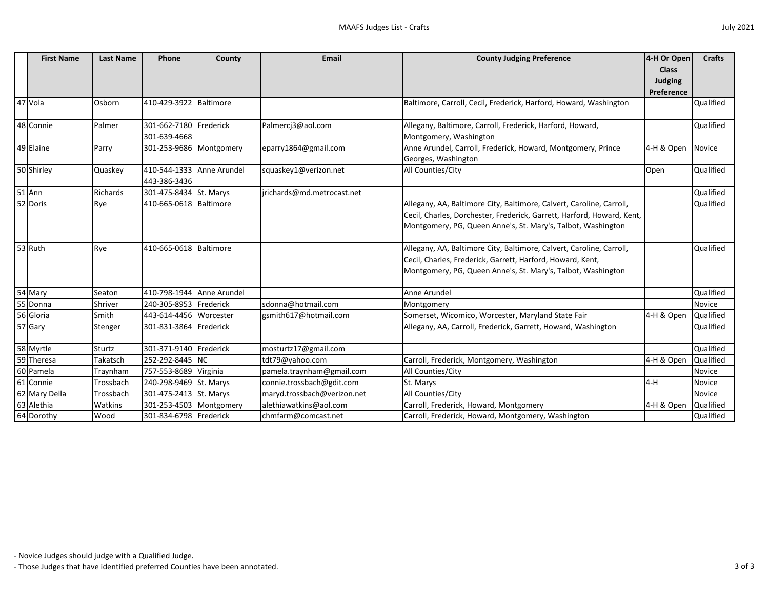|  | First Name | Last Name | Phone | County | Email | County Judging Preference | 4-H Or Open Class Judging Preference | Crafts |
|---|---|---|---|---|---|---|---|---|
| 47 | Vola | Osborn | 410-429-3922 | Baltimore |  | Baltimore, Carroll, Cecil, Frederick, Harford, Howard, Washington |  | Qualified |
| 48 | Connie | Palmer | 301-662-7180 301-639-4668 | Frederick | Palmercj3@aol.com | Allegany, Baltimore, Carroll, Frederick, Harford, Howard, Montgomery, Washington |  | Qualified |
| 49 | Elaine | Parry | 301-253-9686 | Montgomery | eparry1864@gmail.com | Anne Arundel, Carroll, Frederick, Howard, Montgomery, Prince Georges, Washington | 4-H & Open | Novice |
| 50 | Shirley | Quaskey | 410-544-1333 443-386-3436 | Anne Arundel | squaskey1@verizon.net | All Counties/City | Open | Qualified |
| 51 | Ann | Richards | 301-475-8434 | St. Marys | jrichards@md.metrocast.net |  |  | Qualified |
| 52 | Doris | Rye | 410-665-0618 | Baltimore |  | Allegany, AA, Baltimore City, Baltimore, Calvert, Caroline, Carroll, Cecil, Charles, Dorchester, Frederick, Garrett, Harford, Howard, Kent, Montgomery, PG, Queen Anne's, St. Mary's, Talbot, Washington |  | Qualified |
| 53 | Ruth | Rye | 410-665-0618 | Baltimore |  | Allegany, AA, Baltimore City, Baltimore, Calvert, Caroline, Carroll, Cecil, Charles, Frederick, Garrett, Harford, Howard, Kent, Montgomery, PG, Queen Anne's, St. Mary's, Talbot, Washington |  | Qualified |
| 54 | Mary | Seaton | 410-798-1944 | Anne Arundel |  | Anne Arundel |  | Qualified |
| 55 | Donna | Shriver | 240-305-8953 | Frederick | sdonna@hotmail.com | Montgomery |  | Novice |
| 56 | Gloria | Smith | 443-614-4456 | Worcester | gsmith617@hotmail.com | Somerset, Wicomico, Worcester, Maryland State Fair | 4-H & Open | Qualified |
| 57 | Gary | Stenger | 301-831-3864 | Frederick |  | Allegany, AA, Carroll, Frederick, Garrett, Howard, Washington |  | Qualified |
| 58 | Myrtle | Sturtz | 301-371-9140 | Frederick | mosturtz17@gmail.com |  |  | Qualified |
| 59 | Theresa | Takatsch | 252-292-8445 | NC | tdt79@yahoo.com | Carroll, Frederick, Montgomery, Washington | 4-H & Open | Qualified |
| 60 | Pamela | Traynham | 757-553-8689 | Virginia | pamela.traynham@gmail.com | All Counties/City |  | Novice |
| 61 | Connie | Trossbach | 240-298-9469 | St. Marys | connie.trossbach@gdit.com | St. Marys | 4-H | Novice |
| 62 | Mary Della | Trossbach | 301-475-2413 | St. Marys | maryd.trossbach@verizon.net | All Counties/City |  | Novice |
| 63 | Alethia | Watkins | 301-253-4503 | Montgomery | alethiawatkins@aol.com | Carroll, Frederick, Howard, Montgomery | 4-H & Open | Qualified |
| 64 | Dorothy | Wood | 301-834-6798 | Frederick | chmfarm@comcast.net | Carroll, Frederick, Howard, Montgomery, Washington |  | Qualified |

- Novice Judges should judge with a Qualified Judge.
- Those Judges that have identified preferred Counties have been annotated.